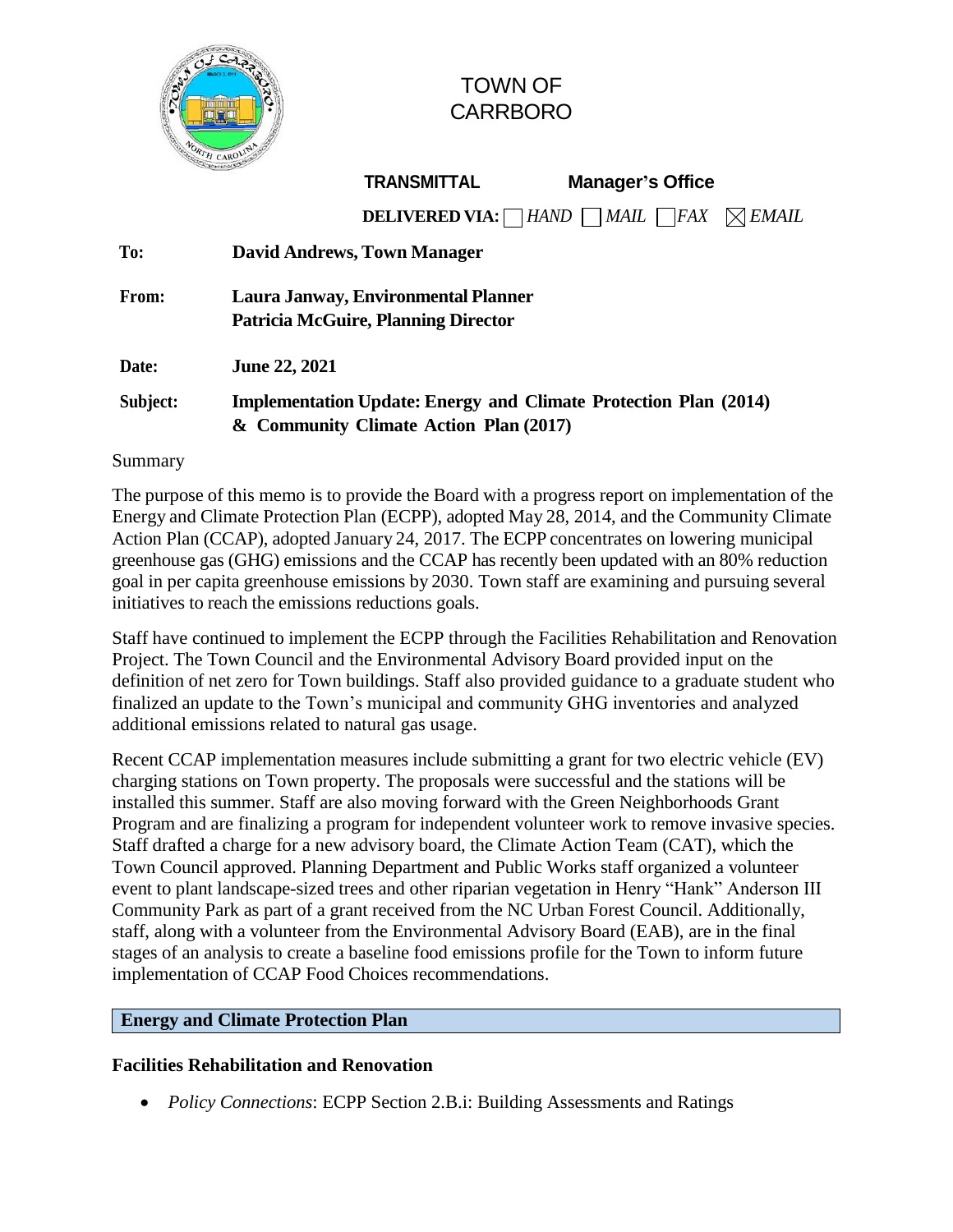# TOWN OF CARRBORO

**TRANSMITTAL** **Manager's Office**

**DELIVERED VIA:** ☐ *HAND* ☐ *MAIL* ☐ *FAX* ☒ *EMAIL*

**To:** **David Andrews, Town Manager**

**From:** **Laura Janway, Environmental Planner**
**Patricia McGuire, Planning Director**

**Date:** **June 22, 2021**

**Subject:** **Implementation Update: Energy and Climate Protection Plan (2014) & Community Climate Action Plan (2017)**

Summary

The purpose of this memo is to provide the Board with a progress report on implementation of the Energy and Climate Protection Plan (ECPP), adopted May 28, 2014, and the Community Climate Action Plan (CCAP), adopted January 24, 2017. The ECPP concentrates on lowering municipal greenhouse gas (GHG) emissions and the CCAP has recently been updated with an 80% reduction goal in per capita greenhouse emissions by 2030. Town staff are examining and pursuing several initiatives to reach the emissions reductions goals.

Staff have continued to implement the ECPP through the Facilities Rehabilitation and Renovation Project. The Town Council and the Environmental Advisory Board provided input on the definition of net zero for Town buildings. Staff also provided guidance to a graduate student who finalized an update to the Town's municipal and community GHG inventories and analyzed additional emissions related to natural gas usage.

Recent CCAP implementation measures include submitting a grant for two electric vehicle (EV) charging stations on Town property. The proposals were successful and the stations will be installed this summer. Staff are also moving forward with the Green Neighborhoods Grant Program and are finalizing a program for independent volunteer work to remove invasive species. Staff drafted a charge for a new advisory board, the Climate Action Team (CAT), which the Town Council approved. Planning Department and Public Works staff organized a volunteer event to plant landscape-sized trees and other riparian vegetation in Henry "Hank" Anderson III Community Park as part of a grant received from the NC Urban Forest Council. Additionally, staff, along with a volunteer from the Environmental Advisory Board (EAB), are in the final stages of an analysis to create a baseline food emissions profile for the Town to inform future implementation of CCAP Food Choices recommendations.

## Energy and Climate Protection Plan

### Facilities Rehabilitation and Renovation

- *Policy Connections*: ECPP Section 2.B.i: Building Assessments and Ratings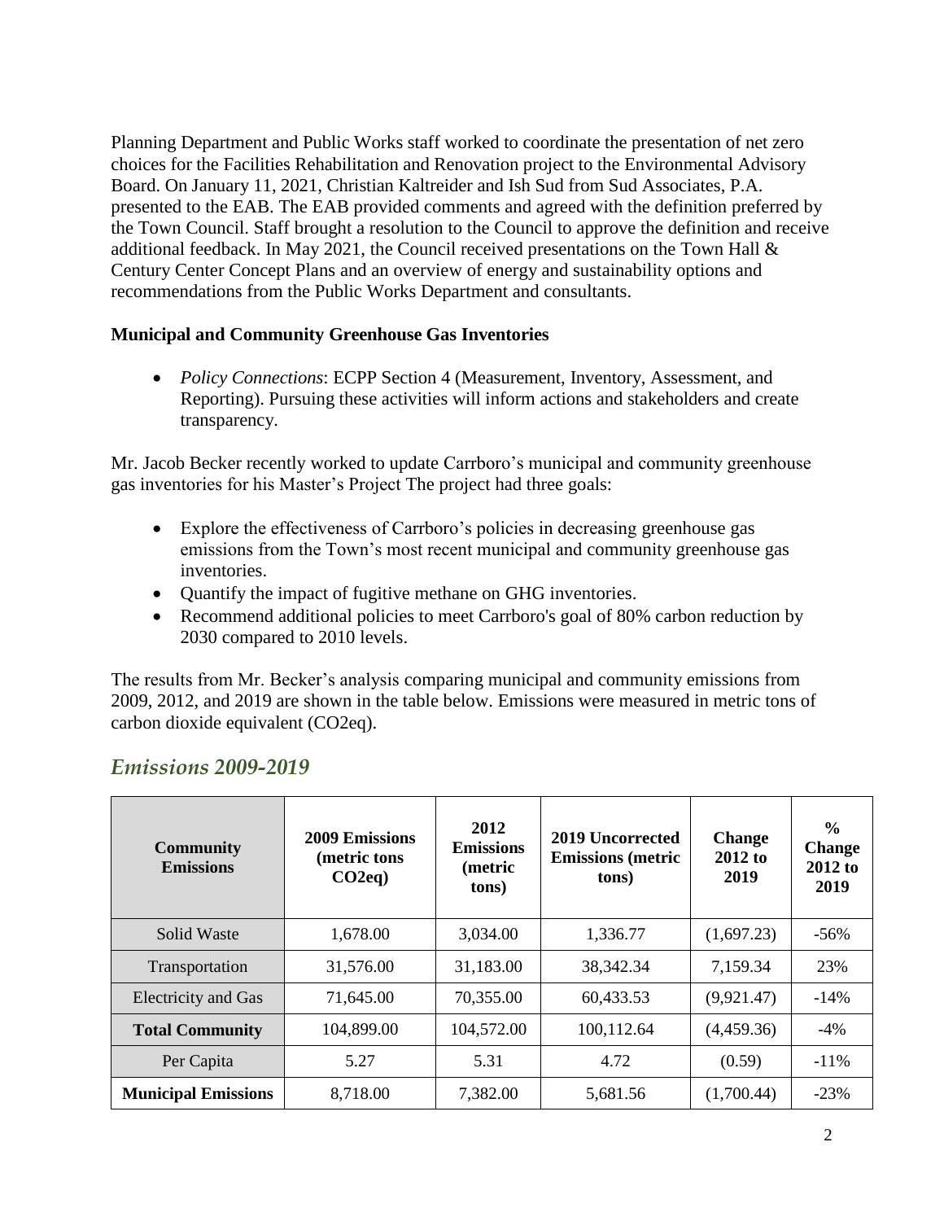Planning Department and Public Works staff worked to coordinate the presentation of net zero choices for the Facilities Rehabilitation and Renovation project to the Environmental Advisory Board. On January 11, 2021, Christian Kaltreider and Ish Sud from Sud Associates, P.A. presented to the EAB. The EAB provided comments and agreed with the definition preferred by the Town Council. Staff brought a resolution to the Council to approve the definition and receive additional feedback. In May 2021, the Council received presentations on the Town Hall & Century Center Concept Plans and an overview of energy and sustainability options and recommendations from the Public Works Department and consultants.

**Municipal and Community Greenhouse Gas Inventories**

- *Policy Connections*: ECPP Section 4 (Measurement, Inventory, Assessment, and Reporting). Pursuing these activities will inform actions and stakeholders and create transparency.

Mr. Jacob Becker recently worked to update Carrboro's municipal and community greenhouse gas inventories for his Master's Project The project had three goals:

- Explore the effectiveness of Carrboro's policies in decreasing greenhouse gas emissions from the Town's most recent municipal and community greenhouse gas inventories.
- Quantify the impact of fugitive methane on GHG inventories.
- Recommend additional policies to meet Carrboro's goal of 80% carbon reduction by 2030 compared to 2010 levels.

The results from Mr. Becker's analysis comparing municipal and community emissions from 2009, 2012, and 2019 are shown in the table below. Emissions were measured in metric tons of carbon dioxide equivalent ($CO_2eq$).

## *Emissions 2009-2019*

| Community Emissions | 2009 Emissions (metric tons $CO_2eq$) | 2012 Emissions (metric tons) | 2019 Uncorrected Emissions (metric tons) | Change 2012 to 2019 | % Change 2012 to 2019 |
|---|---|---|---|---|---|
| Solid Waste | 1,678.00 | 3,034.00 | 1,336.77 | (1,697.23) | -56% |
| Transportation | 31,576.00 | 31,183.00 | 38,342.34 | 7,159.34 | 23% |
| Electricity and Gas | 71,645.00 | 70,355.00 | 60,433.53 | (9,921.47) | -14% |
| **Total Community** | 104,899.00 | 104,572.00 | 100,112.64 | (4,459.36) | -4% |
| Per Capita | 5.27 | 5.31 | 4.72 | (0.59) | -11% |
| **Municipal Emissions** | 8,718.00 | 7,382.00 | 5,681.56 | (1,700.44) | -23% |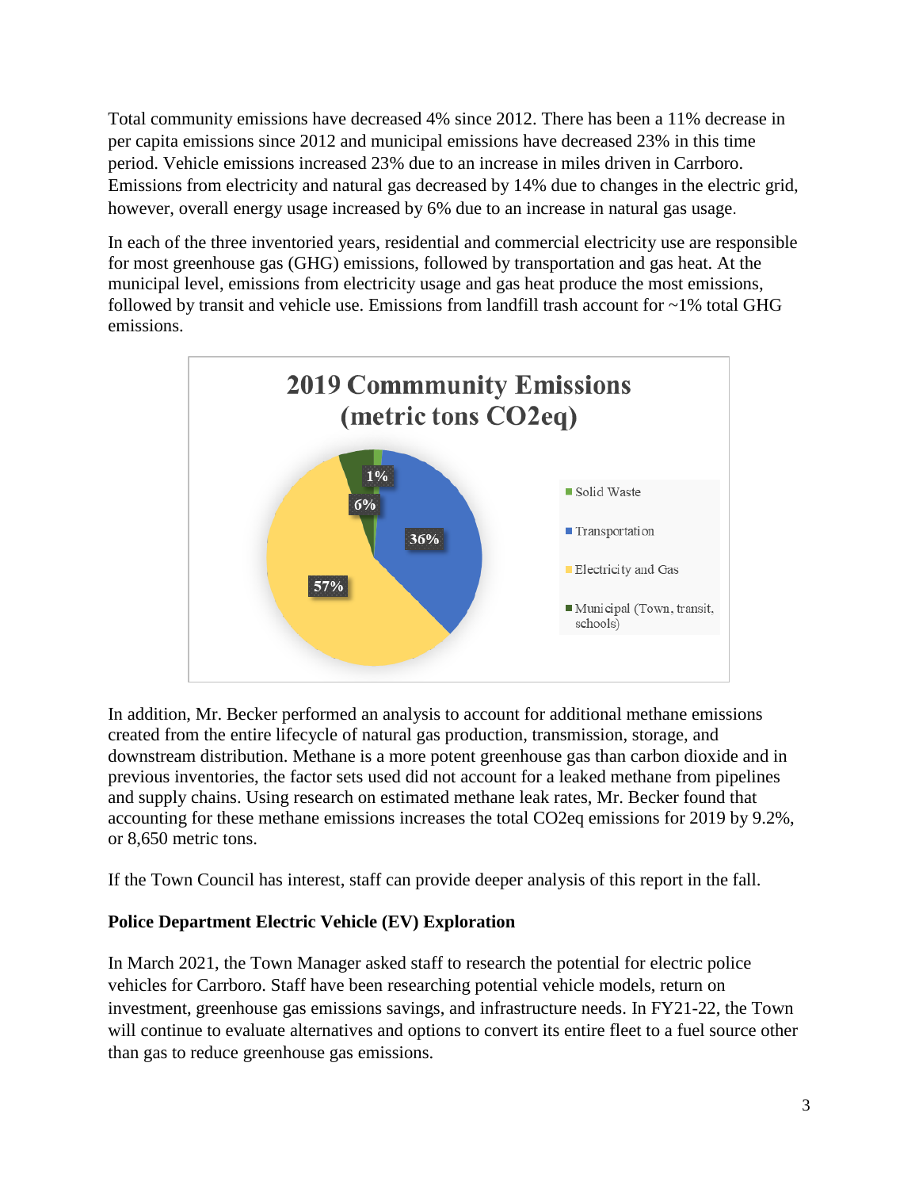Total community emissions have decreased 4% since 2012. There has been a 11% decrease in per capita emissions since 2012 and municipal emissions have decreased 23% in this time period. Vehicle emissions increased 23% due to an increase in miles driven in Carrboro. Emissions from electricity and natural gas decreased by 14% due to changes in the electric grid, however, overall energy usage increased by 6% due to an increase in natural gas usage.

In each of the three inventoried years, residential and commercial electricity use are responsible for most greenhouse gas (GHG) emissions, followed by transportation and gas heat. At the municipal level, emissions from electricity usage and gas heat produce the most emissions, followed by transit and vehicle use. Emissions from landfill trash account for ~1% total GHG emissions.

**2019 Commmunity Emissions (metric tons $CO_2$eq)**

| Category | Share |
|---|---|
| Solid Waste | 1% |
| Transportation | 36% |
| Electricity and Gas | 57% |
| Municipal (Town, transit, schools) | 6% |

In addition, Mr. Becker performed an analysis to account for additional methane emissions created from the entire lifecycle of natural gas production, transmission, storage, and downstream distribution. Methane is a more potent greenhouse gas than carbon dioxide and in previous inventories, the factor sets used did not account for a leaked methane from pipelines and supply chains. Using research on estimated methane leak rates, Mr. Becker found that accounting for these methane emissions increases the total $CO_2$eq emissions for 2019 by 9.2%, or 8,650 metric tons.

If the Town Council has interest, staff can provide deeper analysis of this report in the fall.

**Police Department Electric Vehicle (EV) Exploration**

In March 2021, the Town Manager asked staff to research the potential for electric police vehicles for Carrboro. Staff have been researching potential vehicle models, return on investment, greenhouse gas emissions savings, and infrastructure needs. In FY21-22, the Town will continue to evaluate alternatives and options to convert its entire fleet to a fuel source other than gas to reduce greenhouse gas emissions.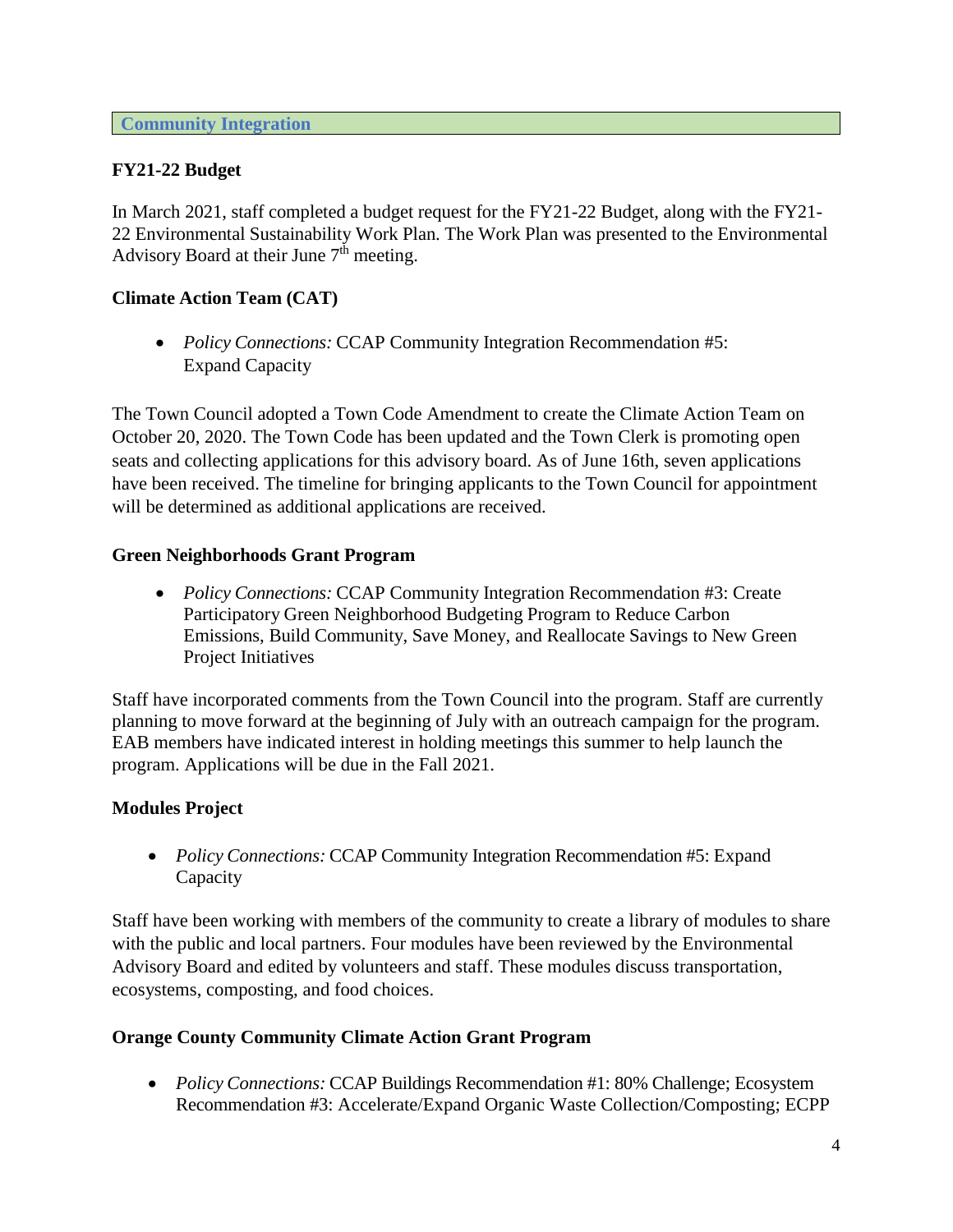## Community Integration

### FY21-22 Budget

In March 2021, staff completed a budget request for the FY21-22 Budget, along with the FY21-22 Environmental Sustainability Work Plan. The Work Plan was presented to the Environmental Advisory Board at their June 7th meeting.

### Climate Action Team (CAT)

- *Policy Connections:* CCAP Community Integration Recommendation #5: Expand Capacity

The Town Council adopted a Town Code Amendment to create the Climate Action Team on October 20, 2020. The Town Code has been updated and the Town Clerk is promoting open seats and collecting applications for this advisory board. As of June 16th, seven applications have been received. The timeline for bringing applicants to the Town Council for appointment will be determined as additional applications are received.

### Green Neighborhoods Grant Program

- *Policy Connections:* CCAP Community Integration Recommendation #3: Create Participatory Green Neighborhood Budgeting Program to Reduce Carbon Emissions, Build Community, Save Money, and Reallocate Savings to New Green Project Initiatives

Staff have incorporated comments from the Town Council into the program. Staff are currently planning to move forward at the beginning of July with an outreach campaign for the program. EAB members have indicated interest in holding meetings this summer to help launch the program. Applications will be due in the Fall 2021.

### Modules Project

- *Policy Connections:* CCAP Community Integration Recommendation #5: Expand Capacity

Staff have been working with members of the community to create a library of modules to share with the public and local partners. Four modules have been reviewed by the Environmental Advisory Board and edited by volunteers and staff. These modules discuss transportation, ecosystems, composting, and food choices.

### Orange County Community Climate Action Grant Program

- *Policy Connections:* CCAP Buildings Recommendation #1: 80% Challenge; Ecosystem Recommendation #3: Accelerate/Expand Organic Waste Collection/Composting; ECPP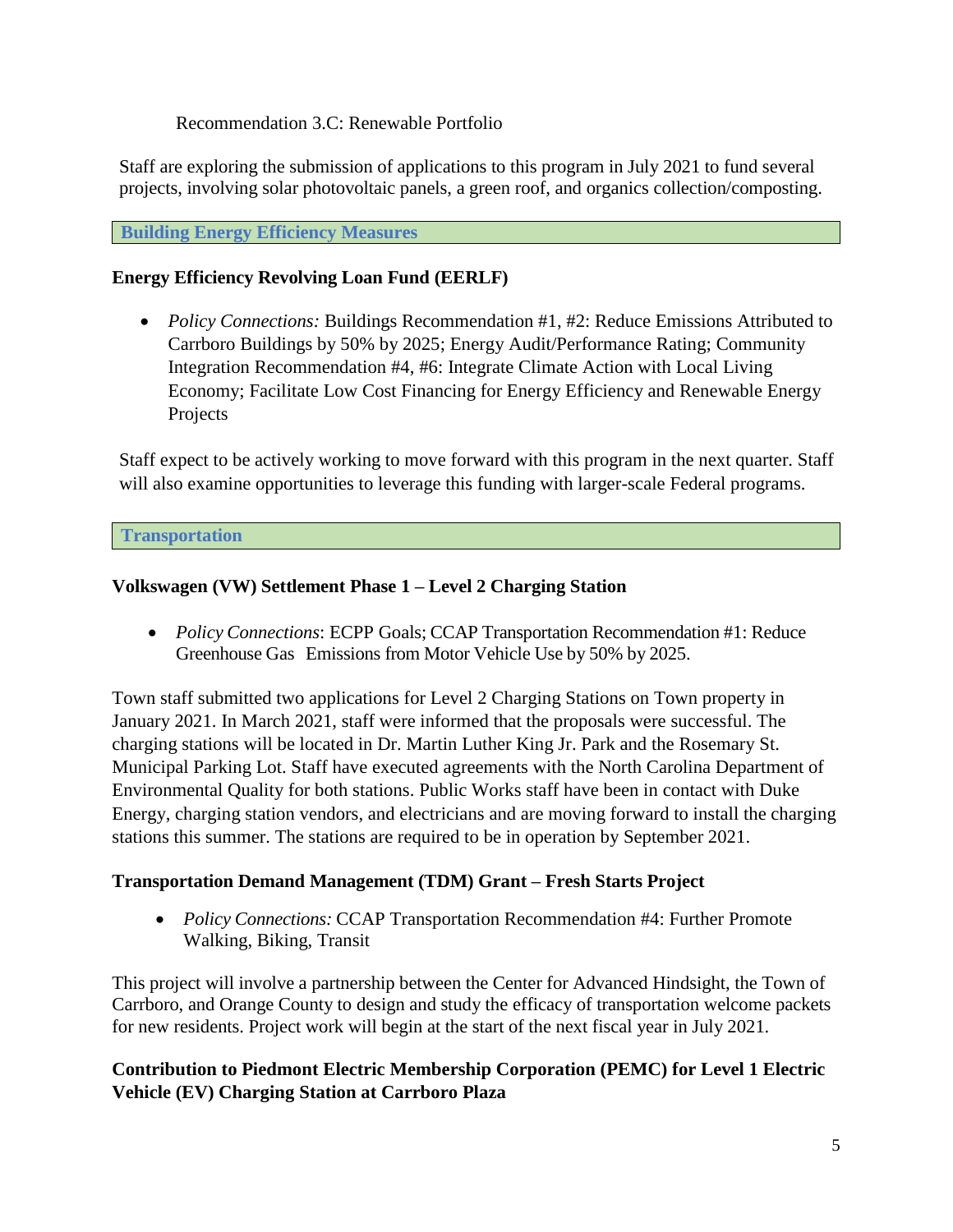Recommendation 3.C: Renewable Portfolio

Staff are exploring the submission of applications to this program in July 2021 to fund several projects, involving solar photovoltaic panels, a green roof, and organics collection/composting.

## Building Energy Efficiency Measures

**Energy Efficiency Revolving Loan Fund (EERLF)**

- *Policy Connections:* Buildings Recommendation #1, #2: Reduce Emissions Attributed to Carrboro Buildings by 50% by 2025; Energy Audit/Performance Rating; Community Integration Recommendation #4, #6: Integrate Climate Action with Local Living Economy; Facilitate Low Cost Financing for Energy Efficiency and Renewable Energy Projects

Staff expect to be actively working to move forward with this program in the next quarter. Staff will also examine opportunities to leverage this funding with larger-scale Federal programs.

## Transportation

**Volkswagen (VW) Settlement Phase 1 – Level 2 Charging Station**

- *Policy Connections*: ECPP Goals; CCAP Transportation Recommendation #1: Reduce Greenhouse Gas Emissions from Motor Vehicle Use by 50% by 2025.

Town staff submitted two applications for Level 2 Charging Stations on Town property in January 2021. In March 2021, staff were informed that the proposals were successful. The charging stations will be located in Dr. Martin Luther King Jr. Park and the Rosemary St. Municipal Parking Lot. Staff have executed agreements with the North Carolina Department of Environmental Quality for both stations. Public Works staff have been in contact with Duke Energy, charging station vendors, and electricians and are moving forward to install the charging stations this summer. The stations are required to be in operation by September 2021.

**Transportation Demand Management (TDM) Grant – Fresh Starts Project**

- *Policy Connections:* CCAP Transportation Recommendation #4: Further Promote Walking, Biking, Transit

This project will involve a partnership between the Center for Advanced Hindsight, the Town of Carrboro, and Orange County to design and study the efficacy of transportation welcome packets for new residents. Project work will begin at the start of the next fiscal year in July 2021.

**Contribution to Piedmont Electric Membership Corporation (PEMC) for Level 1 Electric Vehicle (EV) Charging Station at Carrboro Plaza**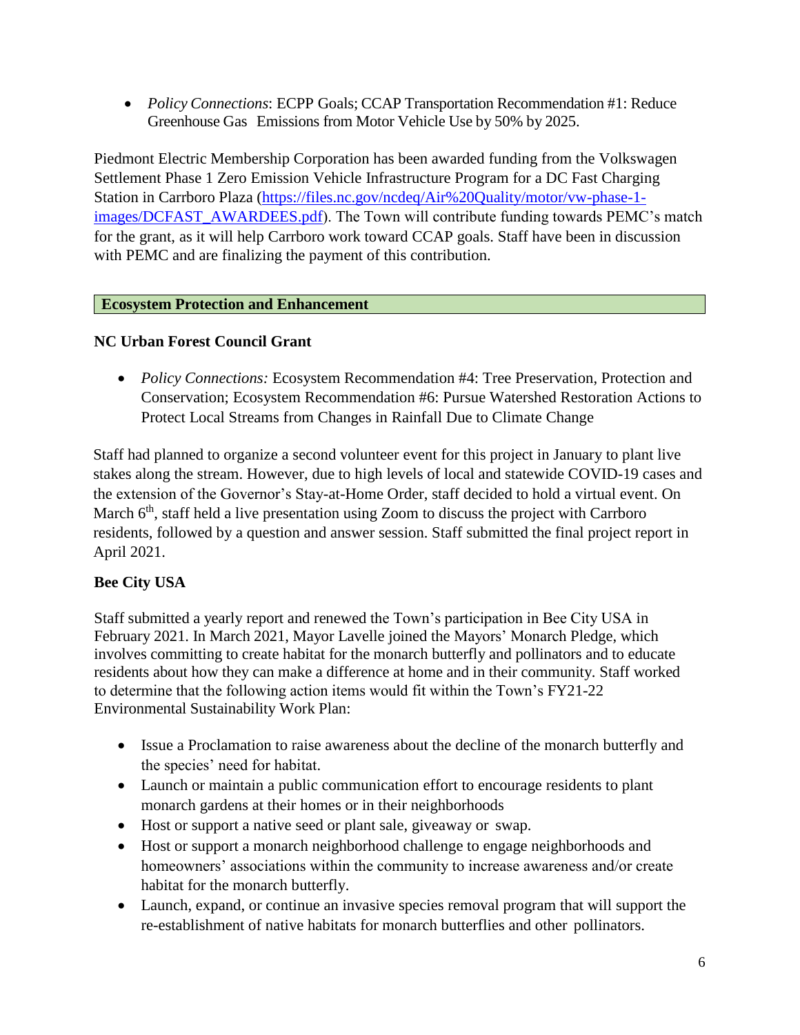- *Policy Connections*: ECPP Goals; CCAP Transportation Recommendation #1: Reduce Greenhouse Gas Emissions from Motor Vehicle Use by 50% by 2025.

Piedmont Electric Membership Corporation has been awarded funding from the Volkswagen Settlement Phase 1 Zero Emission Vehicle Infrastructure Program for a DC Fast Charging Station in Carrboro Plaza (https://files.nc.gov/ncdeq/Air%20Quality/motor/vw-phase-1-images/DCFAST_AWARDEES.pdf). The Town will contribute funding towards PEMC's match for the grant, as it will help Carrboro work toward CCAP goals. Staff have been in discussion with PEMC and are finalizing the payment of this contribution.

## Ecosystem Protection and Enhancement

### NC Urban Forest Council Grant

- *Policy Connections:* Ecosystem Recommendation #4: Tree Preservation, Protection and Conservation; Ecosystem Recommendation #6: Pursue Watershed Restoration Actions to Protect Local Streams from Changes in Rainfall Due to Climate Change

Staff had planned to organize a second volunteer event for this project in January to plant live stakes along the stream. However, due to high levels of local and statewide COVID-19 cases and the extension of the Governor's Stay-at-Home Order, staff decided to hold a virtual event. On March 6th, staff held a live presentation using Zoom to discuss the project with Carrboro residents, followed by a question and answer session. Staff submitted the final project report in April 2021.

### Bee City USA

Staff submitted a yearly report and renewed the Town's participation in Bee City USA in February 2021. In March 2021, Mayor Lavelle joined the Mayors' Monarch Pledge, which involves committing to create habitat for the monarch butterfly and pollinators and to educate residents about how they can make a difference at home and in their community. Staff worked to determine that the following action items would fit within the Town's FY21-22 Environmental Sustainability Work Plan:

- Issue a Proclamation to raise awareness about the decline of the monarch butterfly and the species' need for habitat.
- Launch or maintain a public communication effort to encourage residents to plant monarch gardens at their homes or in their neighborhoods
- Host or support a native seed or plant sale, giveaway or swap.
- Host or support a monarch neighborhood challenge to engage neighborhoods and homeowners' associations within the community to increase awareness and/or create habitat for the monarch butterfly.
- Launch, expand, or continue an invasive species removal program that will support the re-establishment of native habitats for monarch butterflies and other pollinators.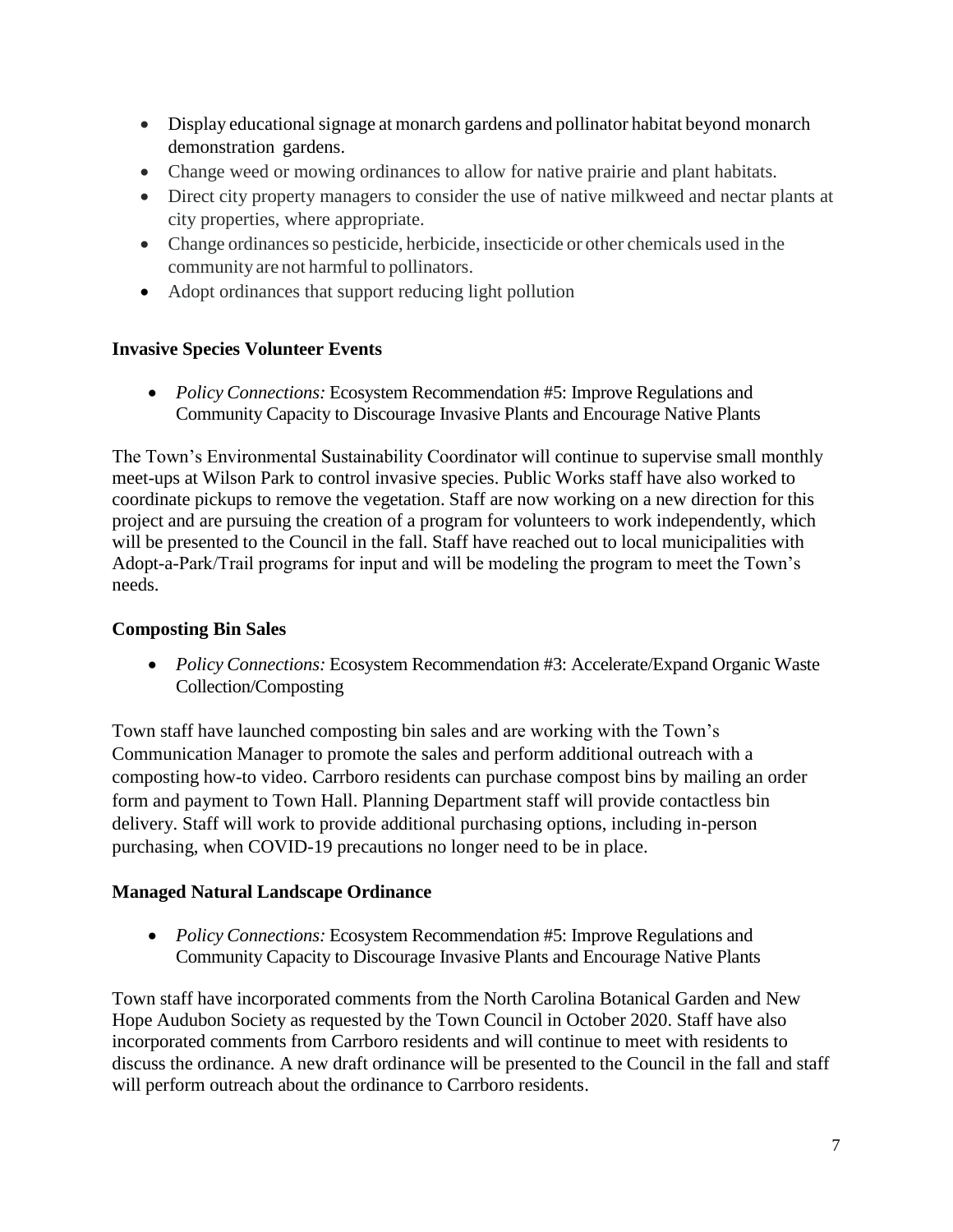- Display educational signage at monarch gardens and pollinator habitat beyond monarch demonstration gardens.
- Change weed or mowing ordinances to allow for native prairie and plant habitats.
- Direct city property managers to consider the use of native milkweed and nectar plants at city properties, where appropriate.
- Change ordinances so pesticide, herbicide, insecticide or other chemicals used in the community are not harmful to pollinators.
- Adopt ordinances that support reducing light pollution

**Invasive Species Volunteer Events**

- *Policy Connections:* Ecosystem Recommendation #5: Improve Regulations and Community Capacity to Discourage Invasive Plants and Encourage Native Plants

The Town's Environmental Sustainability Coordinator will continue to supervise small monthly meet-ups at Wilson Park to control invasive species. Public Works staff have also worked to coordinate pickups to remove the vegetation. Staff are now working on a new direction for this project and are pursuing the creation of a program for volunteers to work independently, which will be presented to the Council in the fall. Staff have reached out to local municipalities with Adopt-a-Park/Trail programs for input and will be modeling the program to meet the Town's needs.

**Composting Bin Sales**

- *Policy Connections:* Ecosystem Recommendation #3: Accelerate/Expand Organic Waste Collection/Composting

Town staff have launched composting bin sales and are working with the Town's Communication Manager to promote the sales and perform additional outreach with a composting how-to video. Carrboro residents can purchase compost bins by mailing an order form and payment to Town Hall. Planning Department staff will provide contactless bin delivery. Staff will work to provide additional purchasing options, including in-person purchasing, when COVID-19 precautions no longer need to be in place.

**Managed Natural Landscape Ordinance**

- *Policy Connections:* Ecosystem Recommendation #5: Improve Regulations and Community Capacity to Discourage Invasive Plants and Encourage Native Plants

Town staff have incorporated comments from the North Carolina Botanical Garden and New Hope Audubon Society as requested by the Town Council in October 2020. Staff have also incorporated comments from Carrboro residents and will continue to meet with residents to discuss the ordinance. A new draft ordinance will be presented to the Council in the fall and staff will perform outreach about the ordinance to Carrboro residents.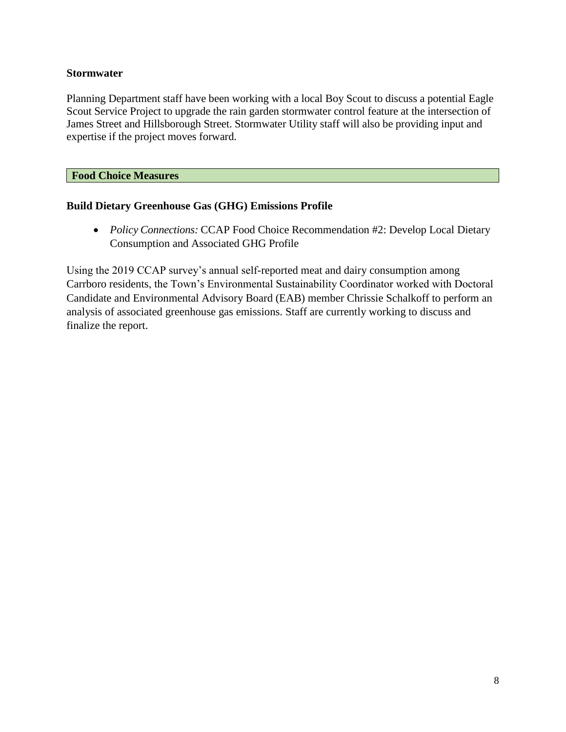**Stormwater**

Planning Department staff have been working with a local Boy Scout to discuss a potential Eagle Scout Service Project to upgrade the rain garden stormwater control feature at the intersection of James Street and Hillsborough Street. Stormwater Utility staff will also be providing input and expertise if the project moves forward.

## Food Choice Measures

### Build Dietary Greenhouse Gas (GHG) Emissions Profile

- *Policy Connections:* CCAP Food Choice Recommendation #2: Develop Local Dietary Consumption and Associated GHG Profile

Using the 2019 CCAP survey's annual self-reported meat and dairy consumption among Carrboro residents, the Town's Environmental Sustainability Coordinator worked with Doctoral Candidate and Environmental Advisory Board (EAB) member Chrissie Schalkoff to perform an analysis of associated greenhouse gas emissions. Staff are currently working to discuss and finalize the report.